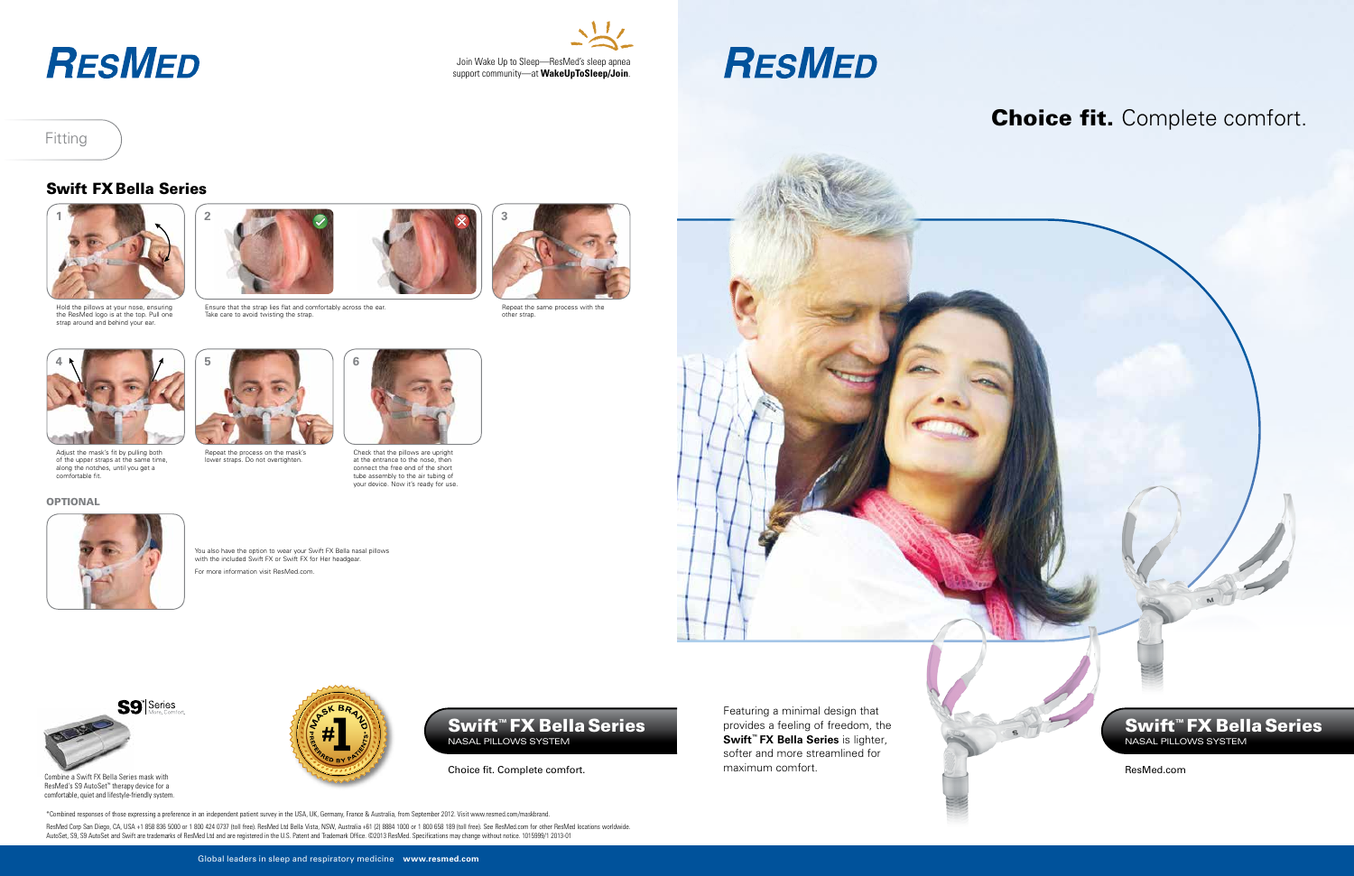RESMED

Join Wake Up to Sleep—ResMed's sleep apnea support community—at **WakeUpToSleep/Join**.

Fitting

## Swift FX Bella Series

1. Hold the pillows at your nose, ensuring the ResMed logo is at the top. Pull one strap around and behind your ear.
2. Ensure that the strap lies flat and comfortably across the ear. Take care to avoid twisting the strap.
3. Repeat the same process with the other strap.
4. Adjust the mask's fit by pulling both of the upper straps at the same time, along the notches, until you get a comfortable fit.
5. Repeat the process on the mask's lower straps. Do not overtighten.
6. Check that the pillows are upright at the entrance to the nose, then connect the free end of the short tube assembly to the air tubing of your device. Now it's ready for use.

**OPTIONAL**

You also have the option to wear your Swift FX Bella nasal pillows with the included Swift FX or Swift FX for Her headgear.

For more information visit ResMed.com.

S9 Series More. Comfort.

Combine a Swift FX Bella Series mask with ResMed's S9 AutoSet™ therapy device for a comfortable, quiet and lifestyle-friendly system.

MASK BRAND #1 PREFERRED BY PATIENTS*

## Swift™ FX Bella Series
NASAL PILLOWS SYSTEM

Choice fit. Complete comfort.

*Combined responses of those expressing a preference in an independent patient survey in the USA, UK, Germany, France & Australia, from September 2012. Visit www.resmed.com/maskbrand.

ResMed Corp San Diego, CA, USA +1 858 836 5000 or 1 800 424 0737 (toll free). ResMed Ltd Bella Vista, NSW, Australia +61 (2) 8884 1000 or 1 800 658 189 (toll free). See ResMed.com for other ResMed locations worldwide. AutoSet, S9, S9 AutoSet and Swift are trademarks of ResMed Ltd and are registered in the U.S. Patent and Trademark Office. ©2013 ResMed. Specifications may change without notice. 1015999/1 2013-01

Global leaders in sleep and respiratory medicine **www.resmed.com**

RESMED

# **Choice fit.** Complete comfort.

Featuring a minimal design that provides a feeling of freedom, the **Swift™ FX Bella Series** is lighter, softer and more streamlined for maximum comfort.

## Swift™ FX Bella Series
NASAL PILLOWS SYSTEM

ResMed.com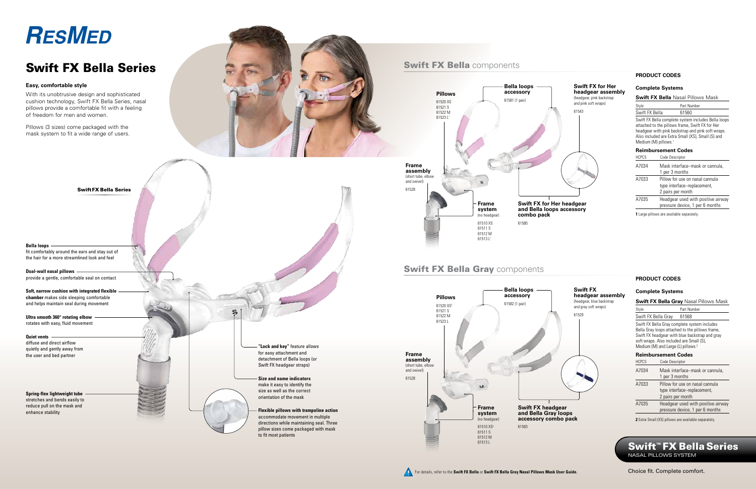# RESMED

# Swift FX Bella Series

### Easy, comfortable style

With its unobtrusive design and sophisticated cushion technology, Swift FX Bella Series, nasal pillows provide a comfortable fit with a feeling of freedom for men and women.

Pillows (3 sizes) come packaged with the mask system to fit a wide range of users.

**Swift FX Bella Series**

**Bella loops** fit comfortably around the ears and stay out of the hair for a more streamlined look and feel

**Dual-wall nasal pillows** provide a gentle, comfortable seal on contact

**Soft, narrow cushion with integrated flexible chamber** makes side sleeping comfortable and helps maintain seal during movement

**Ultra smooth 360° rotating elbow** rotates with easy, fluid movement

**Quiet vents** diffuse and direct airflow quietly and gently away from the user and bed partner

**Spring-flex lightweight tube** stretches and bends easily to reduce pull on the mask and enhance stability

**"Lock and key"** feature allows for easy attachment and detachment of Bella loops (or Swift FX headgear straps)

**Size and name indicators** make it easy to identify the size as well as the correct orientation of the mask

**Flexible pillows with trampoline action** accommodate movement in multiple directions while maintaining seal. Three pillow sizes come packaged with mask to fit most patients

## Swift FX Bella components

**Pillows**
61520 XS
61521 S
61522 M
61523 L[1]

**Bella loops accessory**
61581 (1 pair)

**Swift FX for Her headgear assembly** (headgear, pink backstrap and pink soft wraps)
61543

**Frame assembly** (short tube, elbow and swivel)
61528

**Frame system** (no headgear)
61510 XS
61511 S
61512 M
61513 L[1]

**Swift FX for Her headgear and Bella loops accessory combo pack**
61580

### PRODUCT CODES

#### Complete Systems

**Swift FX Bella** Nasal Pillows Mask

| Style | Part Number |
| --- | --- |
| Swift FX Bella | 61560 |

Swift FX Bella complete system includes Bella loops attached to the pillows frame, Swift FX for Her headgear with pink backstrap and pink soft wraps. Also included are Extra Small (XS), Small (S) and Medium (M) pillows.[1]

#### Reimbursement Codes

| HCPCS | Code Descriptor |
| --- | --- |
| A7034 | Mask interface–mask or cannula, 1 per 3 months |
| A7033 | Pillow for use on nasal cannula type interface–replacement, 2 pairs per month |
| A7035 | Headgear used with positive airway pressure device, 1 per 6 months |

1 Large pillows are available separately.

## Swift FX Bella Gray components

**Pillows**
61520 XS[2]
61521 S
61522 M
61523 L

**Bella loops accessory**
61582 (1 pair)

**Swift FX headgear assembly** (headgear, blue backstrap and gray soft wraps)
61529

**Frame assembly** (short tube, elbow and swivel)
61528

**Frame system** (no headgear)
61510 XS[2]
61511 S
61512 M
61513 L

**Swift FX headgear and Bella Gray loops accessory combo pack**
61583

### PRODUCT CODES

#### Complete Systems

**Swift FX Bella Gray** Nasal Pillows Mask

| Style | Part Number |
| --- | --- |
| Swift FX Bella Gray | 61568 |

Swift FX Bella Gray complete system includes Bella Gray loops attached to the pillows frame, Swift FX headgear with blue backstrap and gray soft wraps. Also included are Small (S), Medium (M) and Large (L) pillows.[2]

#### Reimbursement Codes

| HCPCS | Code Descriptor |
| --- | --- |
| A7034 | Mask interface–mask or cannula, 1 per 3 months |
| A7033 | Pillow for use on nasal cannula type interface–replacement, 2 pairs per month |
| A7035 | Headgear used with positive airway pressure device, 1 per 6 months |

2 Extra Small (XS) pillows are available separately.

For details, refer to the **Swift FX Bella** or **Swift FX Bella Gray Nasal Pillows Mask User Guide.**

**Swift™ FX Bella Series**
NASAL PILLOWS SYSTEM

Choice fit. Complete comfort.